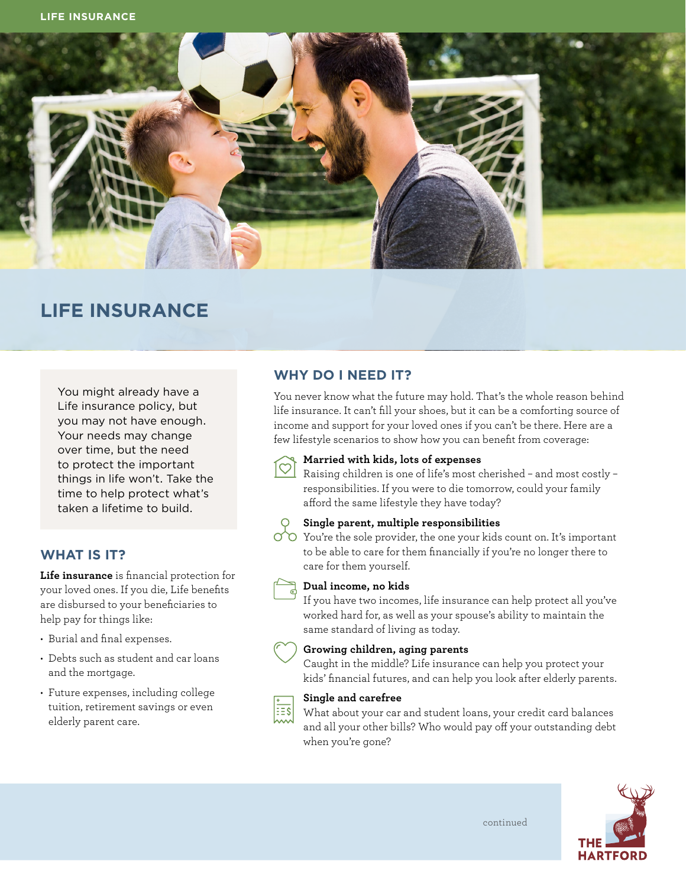# LIFE INSURANCE

You might already have a Life insurance policy, but you may not have enough. Your needs may change over time, but the need to protect the important things in life won't. Take the time to help protect what's taken a lifetime to build.

## WHAT IS IT?

**Life insurance** is financial protection for your loved ones. If you die, Life benefits are disbursed to your beneficiaries to help pay for things like:

- Burial and final expenses.
- Debts such as student and car loans and the mortgage.
- Future expenses, including college tuition, retirement savings or even elderly parent care.

## WHY DO I NEED IT?

You never know what the future may hold. That's the whole reason behind life insurance. It can't fill your shoes, but it can be a comforting source of income and support for your loved ones if you can't be there. Here are a few lifestyle scenarios to show how you can benefit from coverage:

**Married with kids, lots of expenses**
Raising children is one of life's most cherished – and most costly – responsibilities. If you were to die tomorrow, could your family afford the same lifestyle they have today?

**Single parent, multiple responsibilities**
You're the sole provider, the one your kids count on. It's important to be able to care for them financially if you're no longer there to care for them yourself.

**Dual income, no kids**
If you have two incomes, life insurance can help protect all you've worked hard for, as well as your spouse's ability to maintain the same standard of living as today.

**Growing children, aging parents**
Caught in the middle? Life insurance can help you protect your kids' financial futures, and can help you look after elderly parents.

**Single and carefree**
What about your car and student loans, your credit card balances and all your other bills? Who would pay off your outstanding debt when you're gone?

continued

THE HARTFORD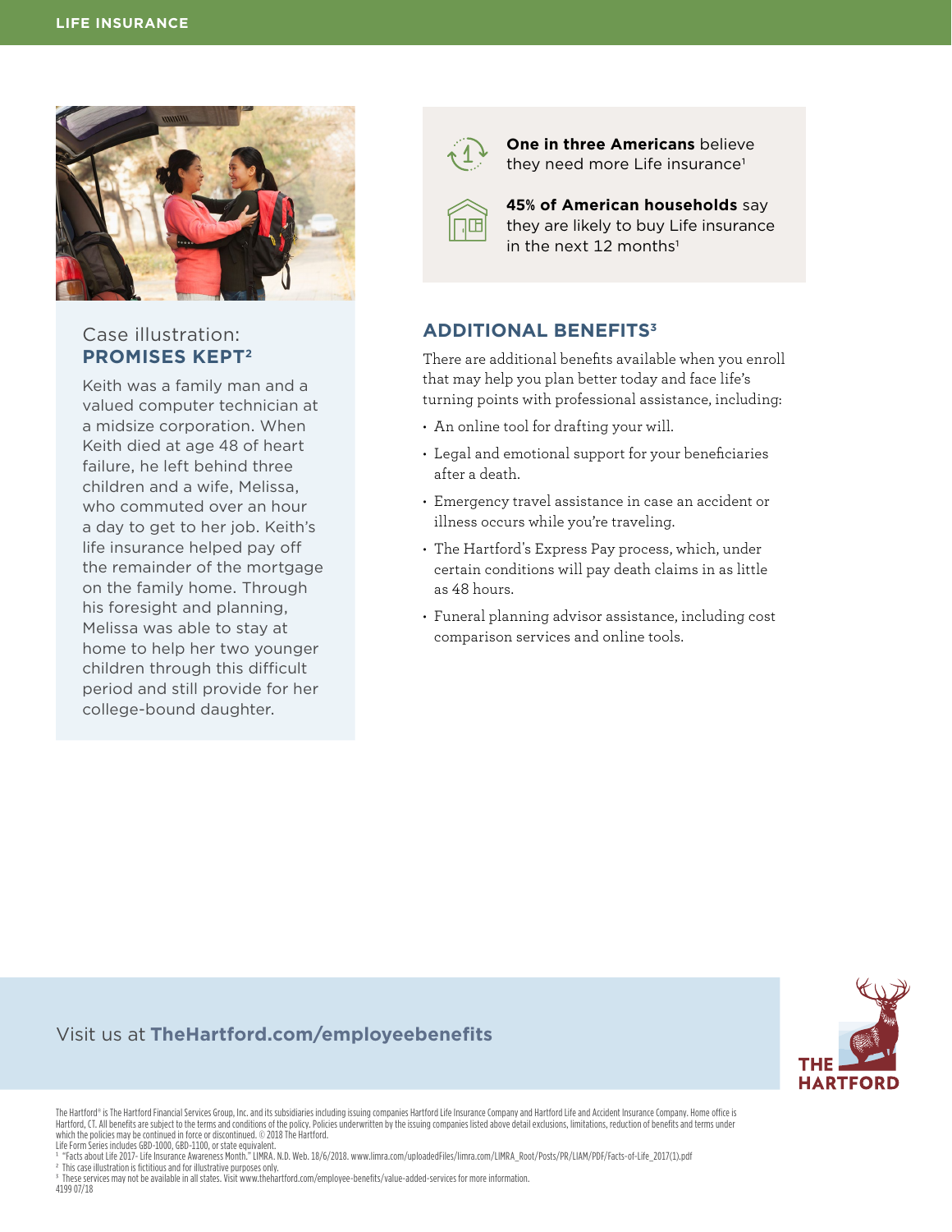Case illustration:
## PROMISES KEPT[2]

Keith was a family man and a valued computer technician at a midsize corporation. When Keith died at age 48 of heart failure, he left behind three children and a wife, Melissa, who commuted over an hour a day to get to her job. Keith's life insurance helped pay off the remainder of the mortgage on the family home. Through his foresight and planning, Melissa was able to stay at home to help her two younger children through this difficult period and still provide for her college-bound daughter.

**One in three Americans** believe they need more Life insurance[1]

**45% of American households** say they are likely to buy Life insurance in the next 12 months[1]

## ADDITIONAL BENEFITS[3]

There are additional benefits available when you enroll that may help you plan better today and face life's turning points with professional assistance, including:

- An online tool for drafting your will.
- Legal and emotional support for your beneficiaries after a death.
- Emergency travel assistance in case an accident or illness occurs while you're traveling.
- The Hartford's Express Pay process, which, under certain conditions will pay death claims in as little as 48 hours.
- Funeral planning advisor assistance, including cost comparison services and online tools.

Visit us at **TheHartford.com/employeebenefits**

THE HARTFORD

The Hartford® is The Hartford Financial Services Group, Inc. and its subsidiaries including issuing companies Hartford Life Insurance Company and Hartford Life and Accident Insurance Company. Home office is Hartford, CT. All benefits are subject to the terms and conditions of the policy. Policies underwritten by the issuing companies listed above detail exclusions, limitations, reduction of benefits and terms under which the policies may be continued in force or discontinued. © 2018 The Hartford.
Life Form Series includes GBD-1000, GBD-1100, or state equivalent.

[1] "Facts about Life 2017- Life Insurance Awareness Month." LIMRA. N.D. Web. 18/6/2018. www.limra.com/uploadedFiles/limra.com/LIMRA_Root/Posts/PR/LIAM/PDF/Facts-of-Life_2017(1).pdf
[2] This case illustration is fictitious and for illustrative purposes only.
[3] These services may not be available in all states. Visit www.thehartford.com/employee-benefits/value-added-services for more information.
4199 07/18